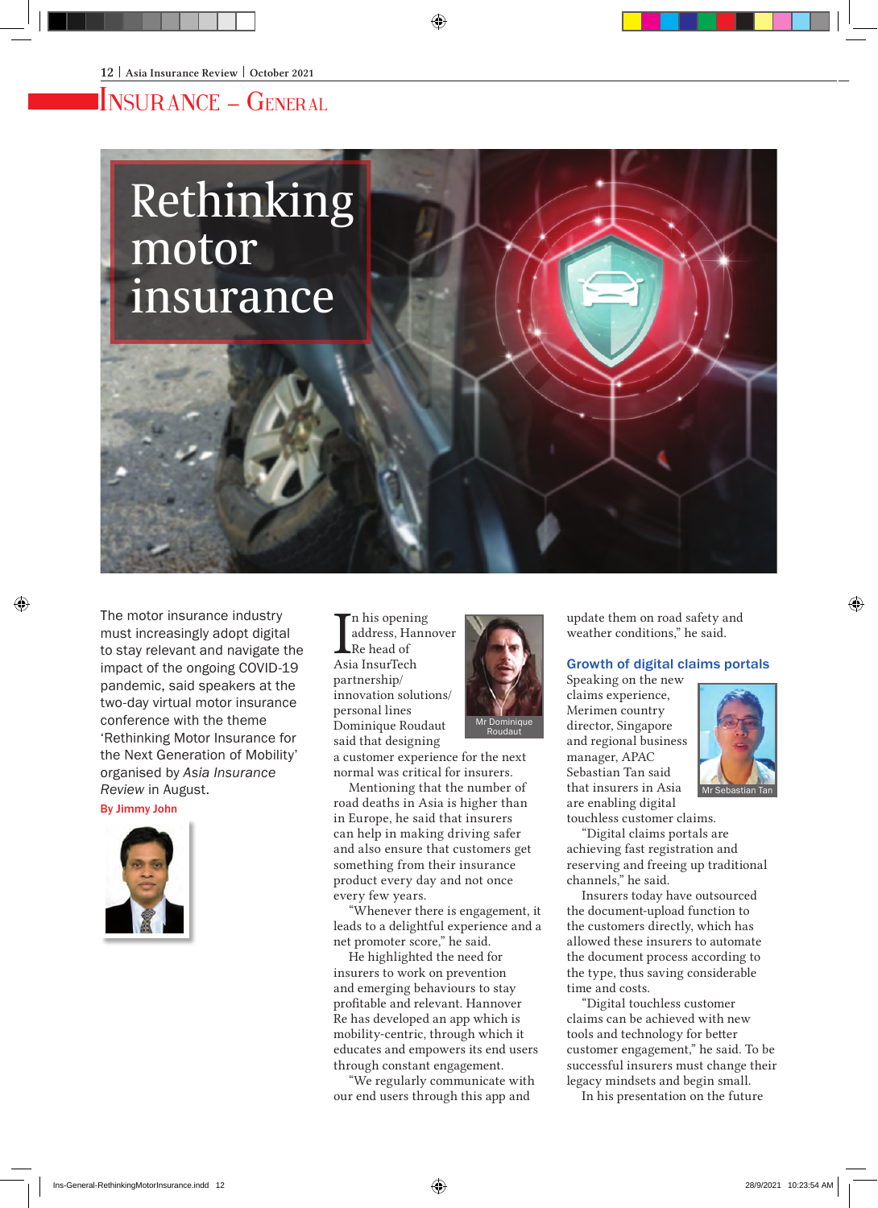# Insurance – General

# Rethinking motor insurance

The motor insurance industry must increasingly adopt digital to stay relevant and navigate the impact of the ongoing COVID-19 pandemic, said speakers at the two-day virtual motor insurance conference with the theme 'Rethinking Motor Insurance for the Next Generation of Mobility' organised by *Asia Insurance Review* in August.

**By Jimmy John**

In his opening address, Hannover Re head of Asia InsurTech partnership/innovation solutions/personal lines Dominique Roudaut said that designing a customer experience for the next normal was critical for insurers.

Mr Dominique Roudaut

Mentioning that the number of road deaths in Asia is higher than in Europe, he said that insurers can help in making driving safer and also ensure that customers get something from their insurance product every day and not once every few years.

"Whenever there is engagement, it leads to a delightful experience and a net promoter score," he said.

He highlighted the need for insurers to work on prevention and emerging behaviours to stay profitable and relevant. Hannover Re has developed an app which is mobility-centric, through which it educates and empowers its end users through constant engagement.

"We regularly communicate with our end users through this app and update them on road safety and weather conditions," he said.

## Growth of digital claims portals

Speaking on the new claims experience, Merimen country director, Singapore and regional business manager, APAC Sebastian Tan said that insurers in Asia are enabling digital touchless customer claims.

Mr Sebastian Tan

"Digital claims portals are achieving fast registration and reserving and freeing up traditional channels," he said.

Insurers today have outsourced the document-upload function to the customers directly, which has allowed these insurers to automate the document process according to the type, thus saving considerable time and costs.

"Digital touchless customer claims can be achieved with new tools and technology for better customer engagement," he said. To be successful insurers must change their legacy mindsets and begin small.

In his presentation on the future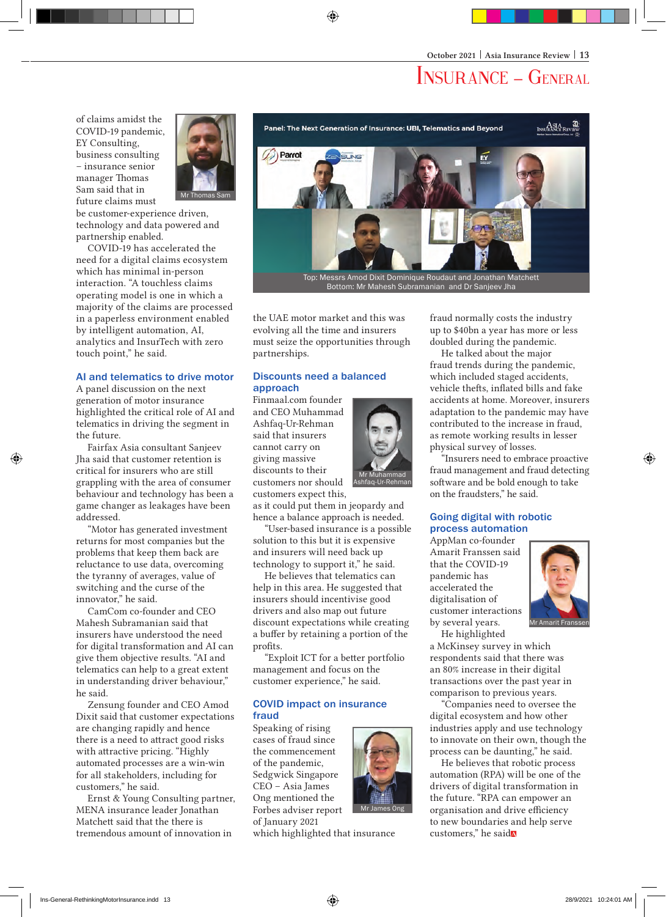of claims amidst the COVID-19 pandemic, EY Consulting, business consulting – insurance senior manager Thomas Sam said that in future claims must be customer-experience driven, technology and data powered and partnership enabled.

Mr Thomas Sam

COVID-19 has accelerated the need for a digital claims ecosystem which has minimal in-person interaction. "A touchless claims operating model is one in which a majority of the claims are processed in a paperless environment enabled by intelligent automation, AI, analytics and InsurTech with zero touch point," he said.

## AI and telematics to drive motor

A panel discussion on the next generation of motor insurance highlighted the critical role of AI and telematics in driving the segment in the future.

Fairfax Asia consultant Sanjeev Jha said that customer retention is critical for insurers who are still grappling with the area of consumer behaviour and technology has been a game changer as leakages have been addressed.

"Motor has generated investment returns for most companies but the problems that keep them back are reluctance to use data, overcoming the tyranny of averages, value of switching and the curse of the innovator," he said.

CamCom co-founder and CEO Mahesh Subramanian said that insurers have understood the need for digital transformation and AI can give them objective results. "AI and telematics can help to a great extent in understanding driver behaviour," he said.

Zensung founder and CEO Amod Dixit said that customer expectations are changing rapidly and hence there is a need to attract good risks with attractive pricing. "Highly automated processes are a win-win for all stakeholders, including for customers," he said.

Ernst & Young Consulting partner, MENA insurance leader Jonathan Matchett said that the there is tremendous amount of innovation in the UAE motor market and this was evolving all the time and insurers must seize the opportunities through partnerships.

Panel: The Next Generation of Insurance: UBI, Telematics and Beyond

Top: Messrs Amod Dixit Dominique Roudaut and Jonathan Matchett
Bottom: Mr Mahesh Subramanian and Dr Sanjeev Jha

## Discounts need a balanced approach

Finmaal.com founder and CEO Muhammad Ashfaq-Ur-Rehman said that insurers cannot carry on giving massive discounts to their customers nor should customers expect this, as it could put them in jeopardy and hence a balance approach is needed.

Mr Muhammad Ashfaq-Ur-Rehman

"User-based insurance is a possible solution to this but it is expensive and insurers will need back up technology to support it," he said.

He believes that telematics can help in this area. He suggested that insurers should incentivise good drivers and also map out future discount expectations while creating a buffer by retaining a portion of the profits.

"Exploit ICT for a better portfolio management and focus on the customer experience," he said.

## COVID impact on insurance fraud

Speaking of rising cases of fraud since the commencement of the pandemic, Sedgwick Singapore CEO – Asia James Ong mentioned the Forbes adviser report of January 2021 which highlighted that insurance fraud normally costs the industry up to $40bn a year has more or less doubled during the pandemic.

Mr James Ong

He talked about the major fraud trends during the pandemic, which included staged accidents, vehicle thefts, inflated bills and fake accidents at home. Moreover, insurers adaptation to the pandemic may have contributed to the increase in fraud, as remote working results in lesser physical survey of losses.

"Insurers need to embrace proactive fraud management and fraud detecting software and be bold enough to take on the fraudsters," he said.

## Going digital with robotic process automation

AppMan co-founder Amarit Franssen said that the COVID-19 pandemic has accelerated the digitalisation of customer interactions by several years.

Mr Amarit Franssen

He highlighted a McKinsey survey in which respondents said that there was an 80% increase in their digital transactions over the past year in comparison to previous years.

"Companies need to oversee the digital ecosystem and how other industries apply and use technology to innovate on their own, though the process can be daunting," he said.

He believes that robotic process automation (RPA) will be one of the drivers of digital transformation in the future. "RPA can empower an organisation and drive efficiency to new boundaries and help serve customers," he said.